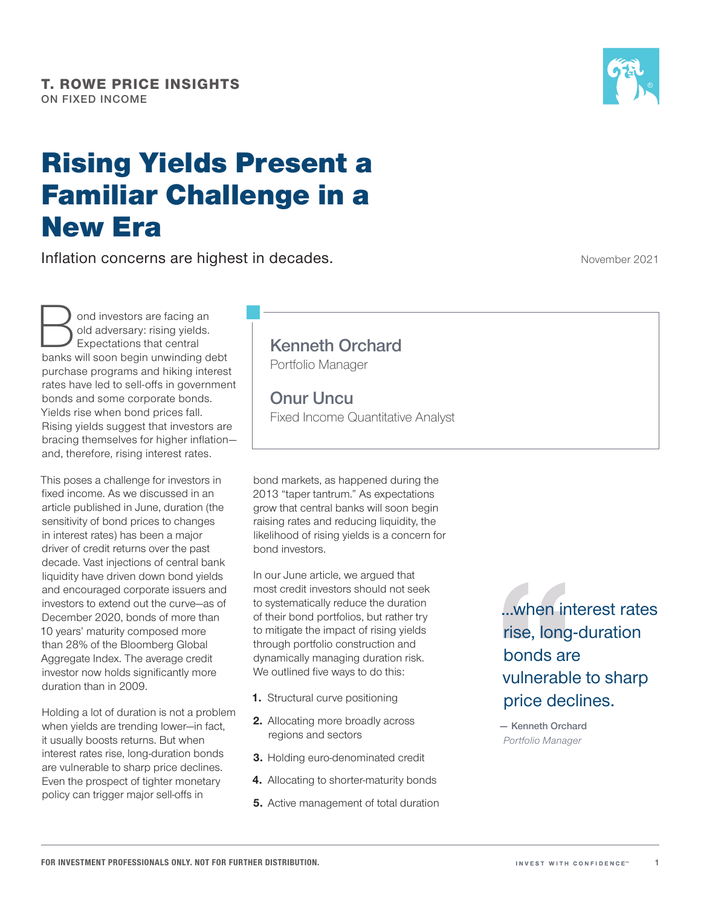T. ROWE PRICE INSIGHTS
ON FIXED INCOME

# Rising Yields Present a Familiar Challenge in a New Era

Inflation concerns are highest in decades.

November 2021

**Kenneth Orchard**
Portfolio Manager

**Onur Uncu**
Fixed Income Quantitative Analyst

Bond investors are facing an old adversary: rising yields. Expectations that central banks will soon begin unwinding debt purchase programs and hiking interest rates have led to sell-offs in government bonds and some corporate bonds. Yields rise when bond prices fall. Rising yields suggest that investors are bracing themselves for higher inflation—and, therefore, rising interest rates.

This poses a challenge for investors in fixed income. As we discussed in an article published in June, duration (the sensitivity of bond prices to changes in interest rates) has been a major driver of credit returns over the past decade. Vast injections of central bank liquidity have driven down bond yields and encouraged corporate issuers and investors to extend out the curve—as of December 2020, bonds of more than 10 years' maturity composed more than 28% of the Bloomberg Global Aggregate Index. The average credit investor now holds significantly more duration than in 2009.

Holding a lot of duration is not a problem when yields are trending lower—in fact, it usually boosts returns. But when interest rates rise, long-duration bonds are vulnerable to sharp price declines. Even the prospect of tighter monetary policy can trigger major sell-offs in bond markets, as happened during the 2013 "taper tantrum." As expectations grow that central banks will soon begin raising rates and reducing liquidity, the likelihood of rising yields is a concern for bond investors.

In our June article, we argued that most credit investors should not seek to systematically reduce the duration of their bond portfolios, but rather try to mitigate the impact of rising yields through portfolio construction and dynamically managing duration risk. We outlined five ways to do this:

1. Structural curve positioning
2. Allocating more broadly across regions and sectors
3. Holding euro-denominated credit
4. Allocating to shorter-maturity bonds
5. Active management of total duration

> "...when interest rates rise, long-duration bonds are vulnerable to sharp price declines.
>
> — Kenneth Orchard
> *Portfolio Manager*

FOR INVESTMENT PROFESSIONALS ONLY. NOT FOR FURTHER DISTRIBUTION.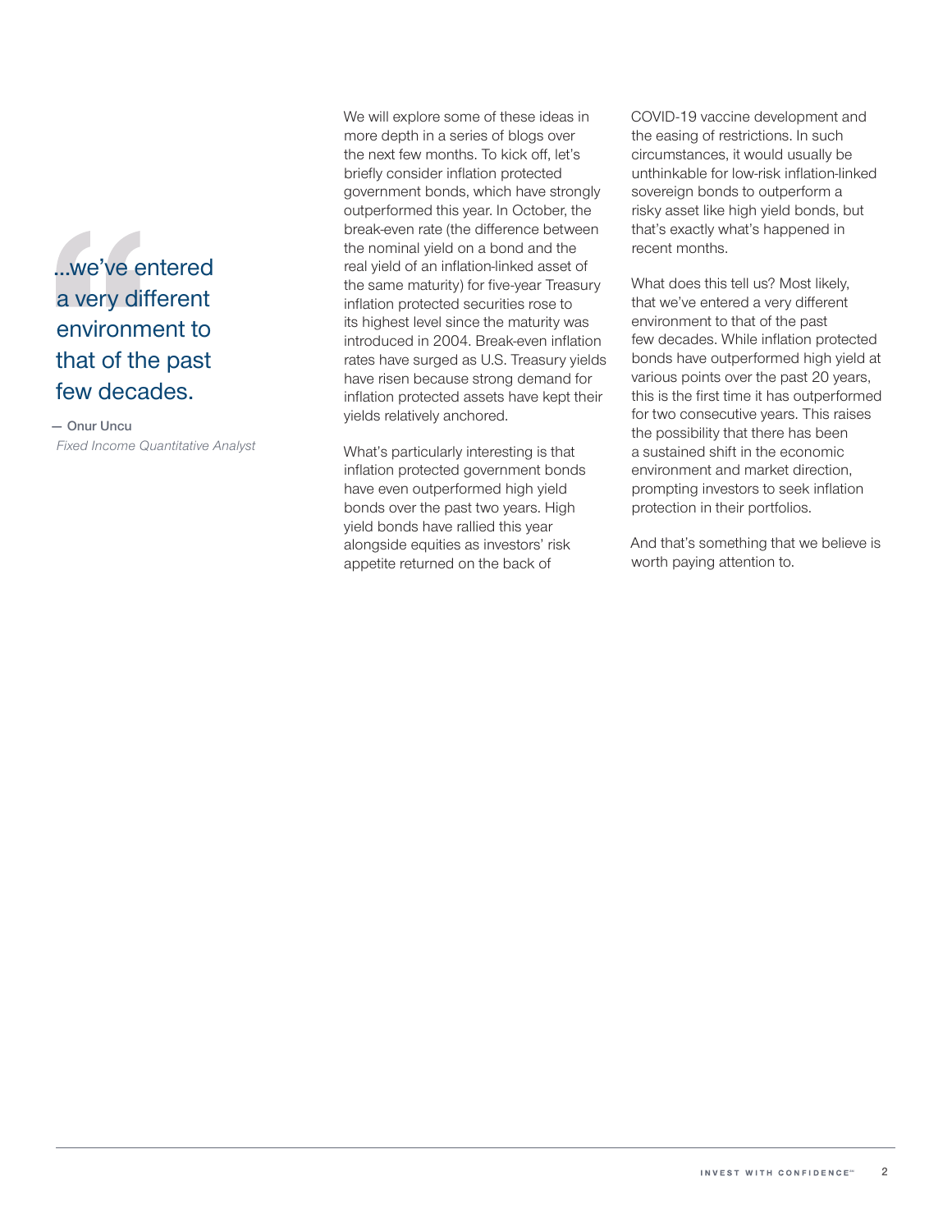> ...we've entered a very different environment to that of the past few decades.
>
> — **Onur Uncu**
> *Fixed Income Quantitative Analyst*

We will explore some of these ideas in more depth in a series of blogs over the next few months. To kick off, let's briefly consider inflation protected government bonds, which have strongly outperformed this year. In October, the break-even rate (the difference between the nominal yield on a bond and the real yield of an inflation-linked asset of the same maturity) for five-year Treasury inflation protected securities rose to its highest level since the maturity was introduced in 2004. Break-even inflation rates have surged as U.S. Treasury yields have risen because strong demand for inflation protected assets have kept their yields relatively anchored.

What's particularly interesting is that inflation protected government bonds have even outperformed high yield bonds over the past two years. High yield bonds have rallied this year alongside equities as investors' risk appetite returned on the back of COVID-19 vaccine development and the easing of restrictions. In such circumstances, it would usually be unthinkable for low-risk inflation-linked sovereign bonds to outperform a risky asset like high yield bonds, but that's exactly what's happened in recent months.

What does this tell us? Most likely, that we've entered a very different environment to that of the past few decades. While inflation protected bonds have outperformed high yield at various points over the past 20 years, this is the first time it has outperformed for two consecutive years. This raises the possibility that there has been a sustained shift in the economic environment and market direction, prompting investors to seek inflation protection in their portfolios.

And that's something that we believe is worth paying attention to.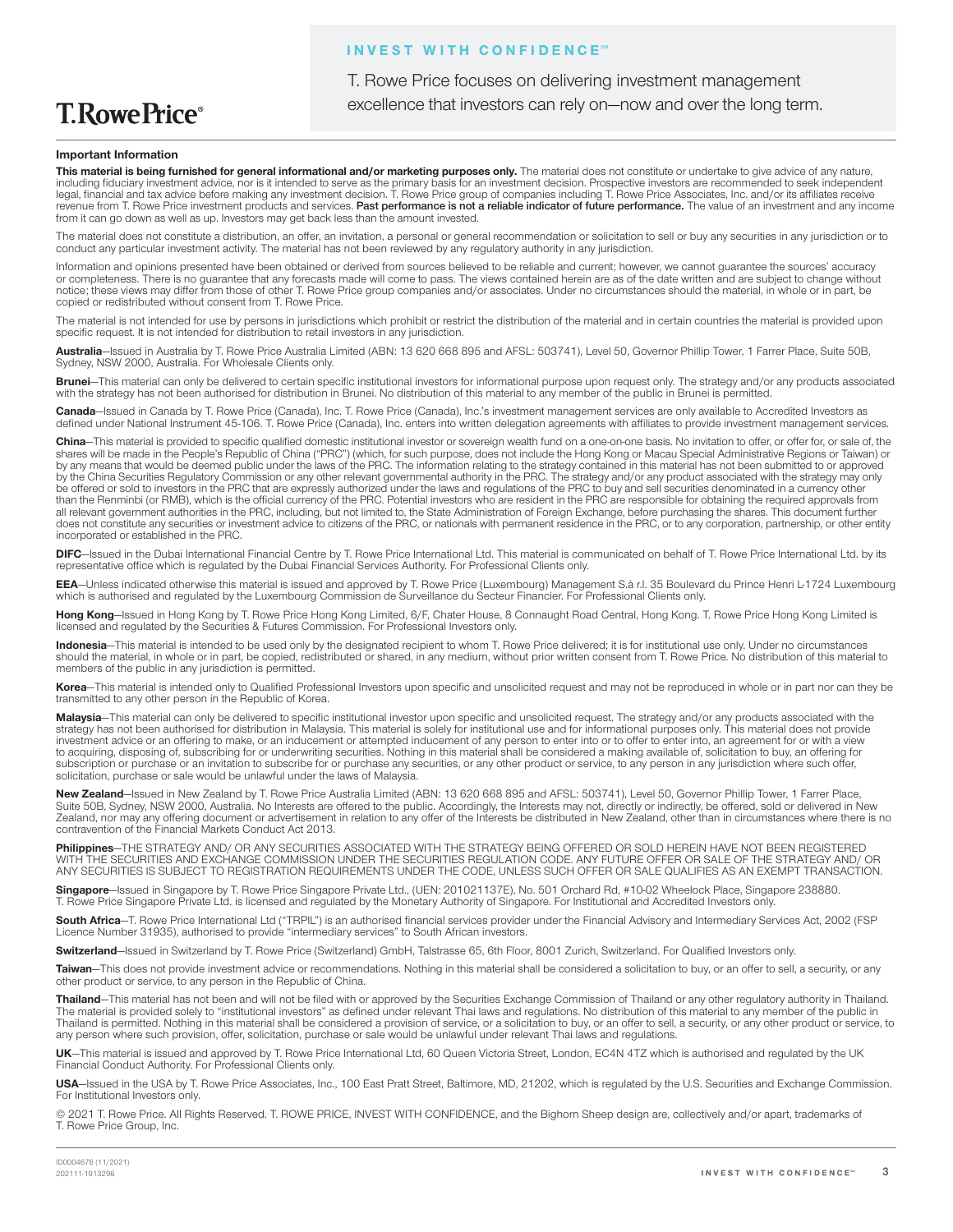**INVEST WITH CONFIDENCE℠**

T. Rowe Price focuses on delivering investment management excellence that investors can rely on—now and over the long term.

T. Rowe Price®

### Important Information

**This material is being furnished for general informational and/or marketing purposes only.** The material does not constitute or undertake to give advice of any nature, including fiduciary investment advice, nor is it intended to serve as the primary basis for an investment decision. Prospective investors are recommended to seek independent legal, financial and tax advice before making any investment decision. T. Rowe Price group of companies including T. Rowe Price Associates, Inc. and/or its affiliates receive revenue from T. Rowe Price investment products and services. **Past performance is not a reliable indicator of future performance.** The value of an investment and any income from it can go down as well as up. Investors may get back less than the amount invested.

The material does not constitute a distribution, an offer, an invitation, a personal or general recommendation or solicitation to sell or buy any securities in any jurisdiction or to conduct any particular investment activity. The material has not been reviewed by any regulatory authority in any jurisdiction.

Information and opinions presented have been obtained or derived from sources believed to be reliable and current; however, we cannot guarantee the sources' accuracy or completeness. There is no guarantee that any forecasts made will come to pass. The views contained herein are as of the date written and are subject to change without notice; these views may differ from those of other T. Rowe Price group companies and/or associates. Under no circumstances should the material, in whole or in part, be copied or redistributed without consent from T. Rowe Price.

The material is not intended for use by persons in jurisdictions which prohibit or restrict the distribution of the material and in certain countries the material is provided upon specific request. It is not intended for distribution to retail investors in any jurisdiction.

**Australia**—Issued in Australia by T. Rowe Price Australia Limited (ABN: 13 620 668 895 and AFSL: 503741), Level 50, Governor Phillip Tower, 1 Farrer Place, Suite 50B, Sydney, NSW 2000, Australia. For Wholesale Clients only.

**Brunei**—This material can only be delivered to certain specific institutional investors for informational purpose upon request only. The strategy and/or any products associated with the strategy has not been authorised for distribution in Brunei. No distribution of this material to any member of the public in Brunei is permitted.

**Canada**—Issued in Canada by T. Rowe Price (Canada), Inc. T. Rowe Price (Canada), Inc.'s investment management services are only available to Accredited Investors as defined under National Instrument 45-106. T. Rowe Price (Canada), Inc. enters into written delegation agreements with affiliates to provide investment management services.

**China**—This material is provided to specific qualified domestic institutional investor or sovereign wealth fund on a one-on-one basis. No invitation to offer, or offer for, or sale of, the shares will be made in the People's Republic of China ("PRC") (which, for such purpose, does not include the Hong Kong or Macau Special Administrative Regions or Taiwan) or by any means that would be deemed public under the laws of the PRC. The information relating to the strategy contained in this material has not been submitted to or approved by the China Securities Regulatory Commission or any other relevant governmental authority in the PRC. The strategy and/or any product associated with the strategy may only be offered or sold to investors in the PRC that are expressly authorized under the laws and regulations of the PRC to buy and sell securities denominated in a currency other than the Renminbi (or RMB), which is the official currency of the PRC. Potential investors who are resident in the PRC are responsible for obtaining the required approvals from all relevant government authorities in the PRC, including, but not limited to, the State Administration of Foreign Exchange, before purchasing the shares. This document further does not constitute any securities or investment advice to citizens of the PRC, or nationals with permanent residence in the PRC, or to any corporation, partnership, or other entity incorporated or established in the PRC.

**DIFC**—Issued in the Dubai International Financial Centre by T. Rowe Price International Ltd. This material is communicated on behalf of T. Rowe Price International Ltd. by its representative office which is regulated by the Dubai Financial Services Authority. For Professional Clients only.

**EEA**—Unless indicated otherwise this material is issued and approved by T. Rowe Price (Luxembourg) Management S.à r.l. 35 Boulevard du Prince Henri L-1724 Luxembourg which is authorised and regulated by the Luxembourg Commission de Surveillance du Secteur Financier. For Professional Clients only.

**Hong Kong**—Issued in Hong Kong by T. Rowe Price Hong Kong Limited, 6/F, Chater House, 8 Connaught Road Central, Hong Kong. T. Rowe Price Hong Kong Limited is licensed and regulated by the Securities & Futures Commission. For Professional Investors only.

**Indonesia**—This material is intended to be used only by the designated recipient to whom T. Rowe Price delivered; it is for institutional use only. Under no circumstances should the material, in whole or in part, be copied, redistributed or shared, in any medium, without prior written consent from T. Rowe Price. No distribution of this material to members of the public in any jurisdiction is permitted.

**Korea**—This material is intended only to Qualified Professional Investors upon specific and unsolicited request and may not be reproduced in whole or in part nor can they be transmitted to any other person in the Republic of Korea.

**Malaysia**—This material can only be delivered to specific institutional investor upon specific and unsolicited request. The strategy and/or any products associated with the strategy has not been authorised for distribution in Malaysia. This material is solely for institutional use and for informational purposes only. This material does not provide investment advice or an offering to make, or an inducement or attempted inducement of any person to enter into or to offer to enter into, an agreement for or with a view to acquiring, disposing of, subscribing for or underwriting securities. Nothing in this material shall be considered a making available of, solicitation to buy, an offering for subscription or purchase or an invitation to subscribe for or purchase any securities, or any other product or service, to any person in any jurisdiction where such offer, solicitation, purchase or sale would be unlawful under the laws of Malaysia.

**New Zealand**—Issued in New Zealand by T. Rowe Price Australia Limited (ABN: 13 620 668 895 and AFSL: 503741), Level 50, Governor Phillip Tower, 1 Farrer Place, Suite 50B, Sydney, NSW 2000, Australia. No Interests are offered to the public. Accordingly, the Interests may not, directly or indirectly, be offered, sold or delivered in New Zealand, nor may any offering document or advertisement in relation to any offer of the Interests be distributed in New Zealand, other than in circumstances where there is no contravention of the Financial Markets Conduct Act 2013.

**Philippines**—THE STRATEGY AND/ OR ANY SECURITIES ASSOCIATED WITH THE STRATEGY BEING OFFERED OR SOLD HEREIN HAVE NOT BEEN REGISTERED WITH THE SECURITIES AND EXCHANGE COMMISSION UNDER THE SECURITIES REGULATION CODE. ANY FUTURE OFFER OR SALE OF THE STRATEGY AND/ OR ANY SECURITIES IS SUBJECT TO REGISTRATION REQUIREMENTS UNDER THE CODE, UNLESS SUCH OFFER OR SALE QUALIFIES AS AN EXEMPT TRANSACTION.

**Singapore**—Issued in Singapore by T. Rowe Price Singapore Private Ltd., (UEN: 201021137E), No. 501 Orchard Rd, #10-02 Wheelock Place, Singapore 238880. T. Rowe Price Singapore Private Ltd. is licensed and regulated by the Monetary Authority of Singapore. For Institutional and Accredited Investors only.

**South Africa**—T. Rowe Price International Ltd ("TRPIL") is an authorised financial services provider under the Financial Advisory and Intermediary Services Act, 2002 (FSP Licence Number 31935), authorised to provide "intermediary services" to South African investors.

**Switzerland**—Issued in Switzerland by T. Rowe Price (Switzerland) GmbH, Talstrasse 65, 6th Floor, 8001 Zurich, Switzerland. For Qualified Investors only.

**Taiwan**—This does not provide investment advice or recommendations. Nothing in this material shall be considered a solicitation to buy, or an offer to sell, a security, or any other product or service, to any person in the Republic of China.

**Thailand**—This material has not been and will not be filed with or approved by the Securities Exchange Commission of Thailand or any other regulatory authority in Thailand. The material is provided solely to "institutional investors" as defined under relevant Thai laws and regulations. No distribution of this material to any member of the public in Thailand is permitted. Nothing in this material shall be considered a provision of service, or a solicitation to buy, or an offer to sell, a security, or any other product or service, to any person where such provision, offer, solicitation, purchase or sale would be unlawful under relevant Thai laws and regulations.

**UK**—This material is issued and approved by T. Rowe Price International Ltd, 60 Queen Victoria Street, London, EC4N 4TZ which is authorised and regulated by the UK Financial Conduct Authority. For Professional Clients only.

**USA**—Issued in the USA by T. Rowe Price Associates, Inc., 100 East Pratt Street, Baltimore, MD, 21202, which is regulated by the U.S. Securities and Exchange Commission. For Institutional Investors only.

© 2021 T. Rowe Price. All Rights Reserved. T. ROWE PRICE, INVEST WITH CONFIDENCE, and the Bighorn Sheep design are, collectively and/or apart, trademarks of T. Rowe Price Group, Inc.

ID0004676 (11/2021)
202111-1913296